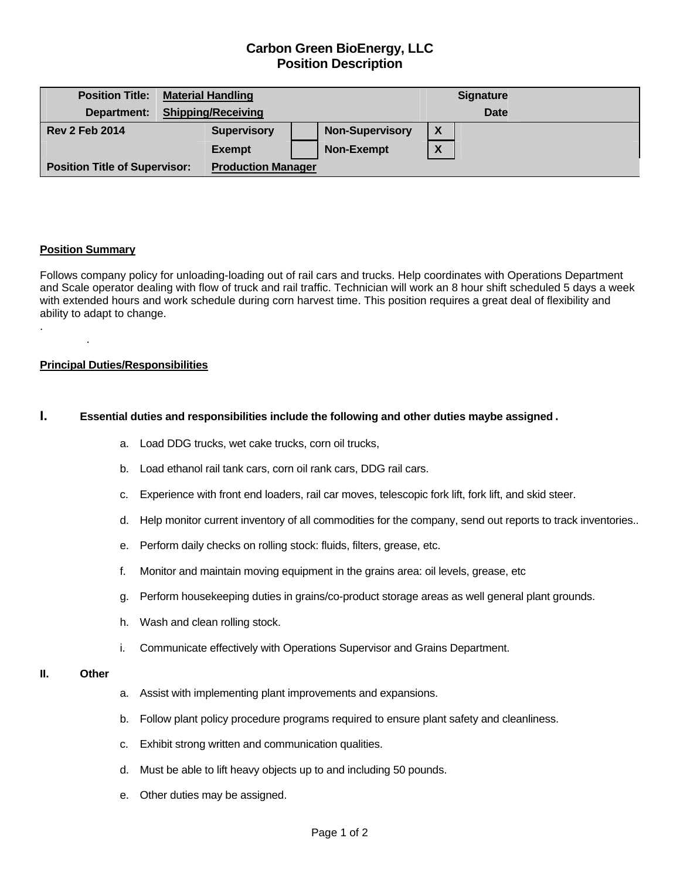# Carbon Green BioEnergy, LLC
## Position Description

| Position Title: | Material Handling | | | | Signature |
|---|---|---|---|---|---|
| Department: | Shipping/Receiving | | | | Date |
| Rev 2 Feb 2014 | Supervisory | | Non-Supervisory | X | |
| | Exempt | | Non-Exempt | X | |
| Position Title of Supervisor: | Production Manager | | | | |

**Position Summary**

Follows company policy for unloading-loading out of rail cars and trucks. Help coordinates with Operations Department and Scale operator dealing with flow of truck and rail traffic. Technician will work an 8 hour shift scheduled 5 days a week with extended hours and work schedule during corn harvest time. This position requires a great deal of flexibility and ability to adapt to change.

.

.

**Principal Duties/Responsibilities**

**I. Essential duties and responsibilities include the following and other duties maybe assigned .**

a. Load DDG trucks, wet cake trucks, corn oil trucks,

b. Load ethanol rail tank cars, corn oil rank cars, DDG rail cars.

c. Experience with front end loaders, rail car moves, telescopic fork lift, fork lift, and skid steer.

d. Help monitor current inventory of all commodities for the company, send out reports to track inventories..

e. Perform daily checks on rolling stock: fluids, filters, grease, etc.

f. Monitor and maintain moving equipment in the grains area: oil levels, grease, etc

g. Perform housekeeping duties in grains/co-product storage areas as well general plant grounds.

h. Wash and clean rolling stock.

i. Communicate effectively with Operations Supervisor and Grains Department.

**II. Other**

a. Assist with implementing plant improvements and expansions.

b. Follow plant policy procedure programs required to ensure plant safety and cleanliness.

c. Exhibit strong written and communication qualities.

d. Must be able to lift heavy objects up to and including 50 pounds.

e. Other duties may be assigned.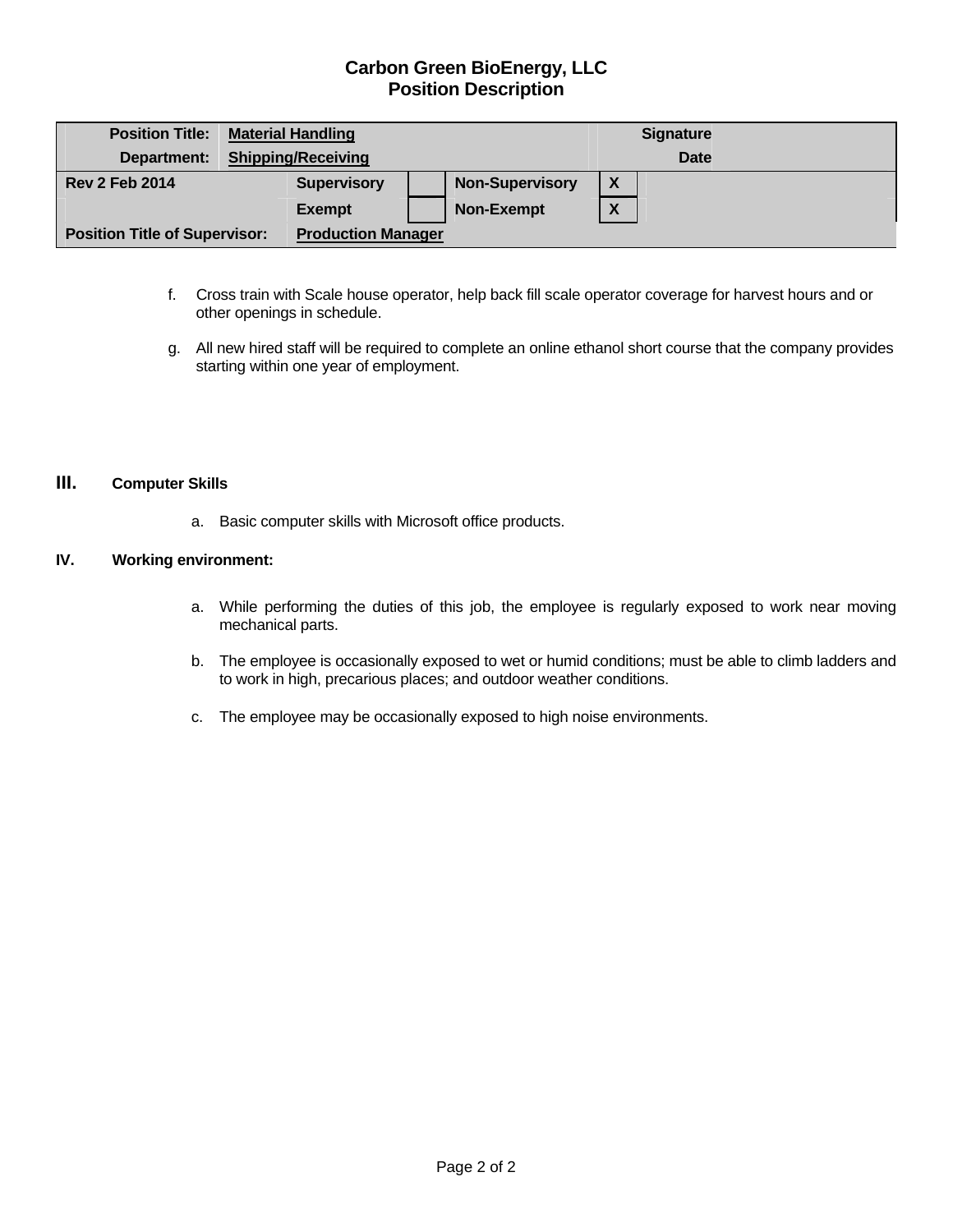# Carbon Green BioEnergy, LLC
## Position Description

| | | | | | |
|---|---|---|---|---|---|
| **Position Title:** | **Material Handling** | | | **Signature** | |
| **Department:** | **Shipping/Receiving** | | | **Date** | |
| **Rev 2 Feb 2014** | **Supervisory** | | **Non-Supervisory** | **X** | |
| | **Exempt** | | **Non-Exempt** | **X** | |
| **Position Title of Supervisor:** | **Production Manager** | | | | |

f. Cross train with Scale house operator, help back fill scale operator coverage for harvest hours and or other openings in schedule.

g. All new hired staff will be required to complete an online ethanol short course that the company provides starting within one year of employment.

## III. Computer Skills

a. Basic computer skills with Microsoft office products.

## IV. Working environment:

a. While performing the duties of this job, the employee is regularly exposed to work near moving mechanical parts.

b. The employee is occasionally exposed to wet or humid conditions; must be able to climb ladders and to work in high, precarious places; and outdoor weather conditions.

c. The employee may be occasionally exposed to high noise environments.